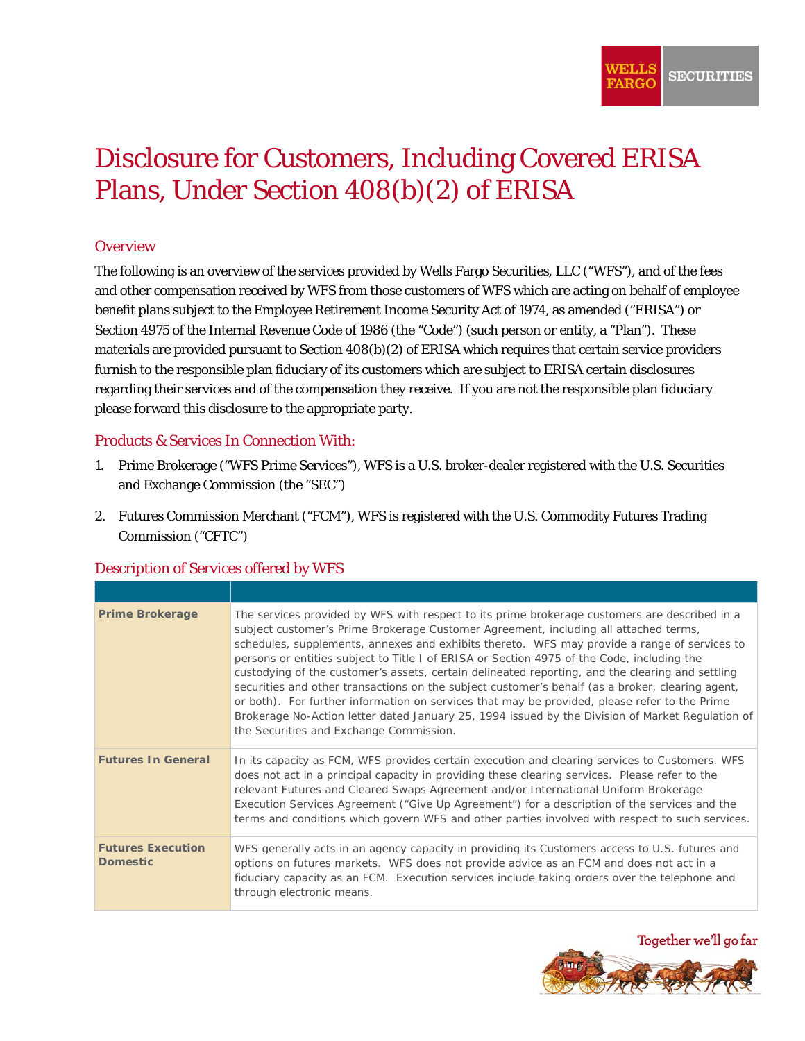# Disclosure for Customers, Including Covered ERISA Plans, Under Section 408(b)(2) of ERISA

## Overview

The following is an overview of the services provided by Wells Fargo Securities, LLC ("WFS"), and of the fees and other compensation received by WFS from those customers of WFS which are acting on behalf of employee benefit plans subject to the Employee Retirement Income Security Act of 1974, as amended ("ERISA") or Section 4975 of the Internal Revenue Code of 1986 (the "Code") (such person or entity, a "Plan"). These materials are provided pursuant to Section 408(b)(2) of ERISA which requires that certain service providers furnish to the responsible plan fiduciary of its customers which are subject to ERISA certain disclosures regarding their services and of the compensation they receive. If you are not the responsible plan fiduciary please forward this disclosure to the appropriate party.

## Products & Services In Connection With:

1. Prime Brokerage ("WFS Prime Services"), WFS is a U.S. broker-dealer registered with the U.S. Securities and Exchange Commission (the "SEC")
2. Futures Commission Merchant ("FCM"), WFS is registered with the U.S. Commodity Futures Trading Commission ("CFTC")

## Description of Services offered by WFS

| | |
|---|---|
| **Prime Brokerage** | The services provided by WFS with respect to its prime brokerage customers are described in a subject customer's Prime Brokerage Customer Agreement, including all attached terms, schedules, supplements, annexes and exhibits thereto. WFS may provide a range of services to persons or entities subject to Title I of ERISA or Section 4975 of the Code, including the custodying of the customer's assets, certain delineated reporting, and the clearing and settling securities and other transactions on the subject customer's behalf (as a broker, clearing agent, or both). For further information on services that may be provided, please refer to the Prime Brokerage No-Action letter dated January 25, 1994 issued by the Division of Market Regulation of the Securities and Exchange Commission. |
| **Futures In General** | In its capacity as FCM, WFS provides certain execution and clearing services to Customers. WFS does not act in a principal capacity in providing these clearing services. Please refer to the relevant Futures and Cleared Swaps Agreement and/or International Uniform Brokerage Execution Services Agreement ("Give Up Agreement") for a description of the services and the terms and conditions which govern WFS and other parties involved with respect to such services. |
| **Futures Execution Domestic** | WFS generally acts in an agency capacity in providing its Customers access to U.S. futures and options on futures markets. WFS does not provide advice as an FCM and does not act in a fiduciary capacity as an FCM. Execution services include taking orders over the telephone and through electronic means. |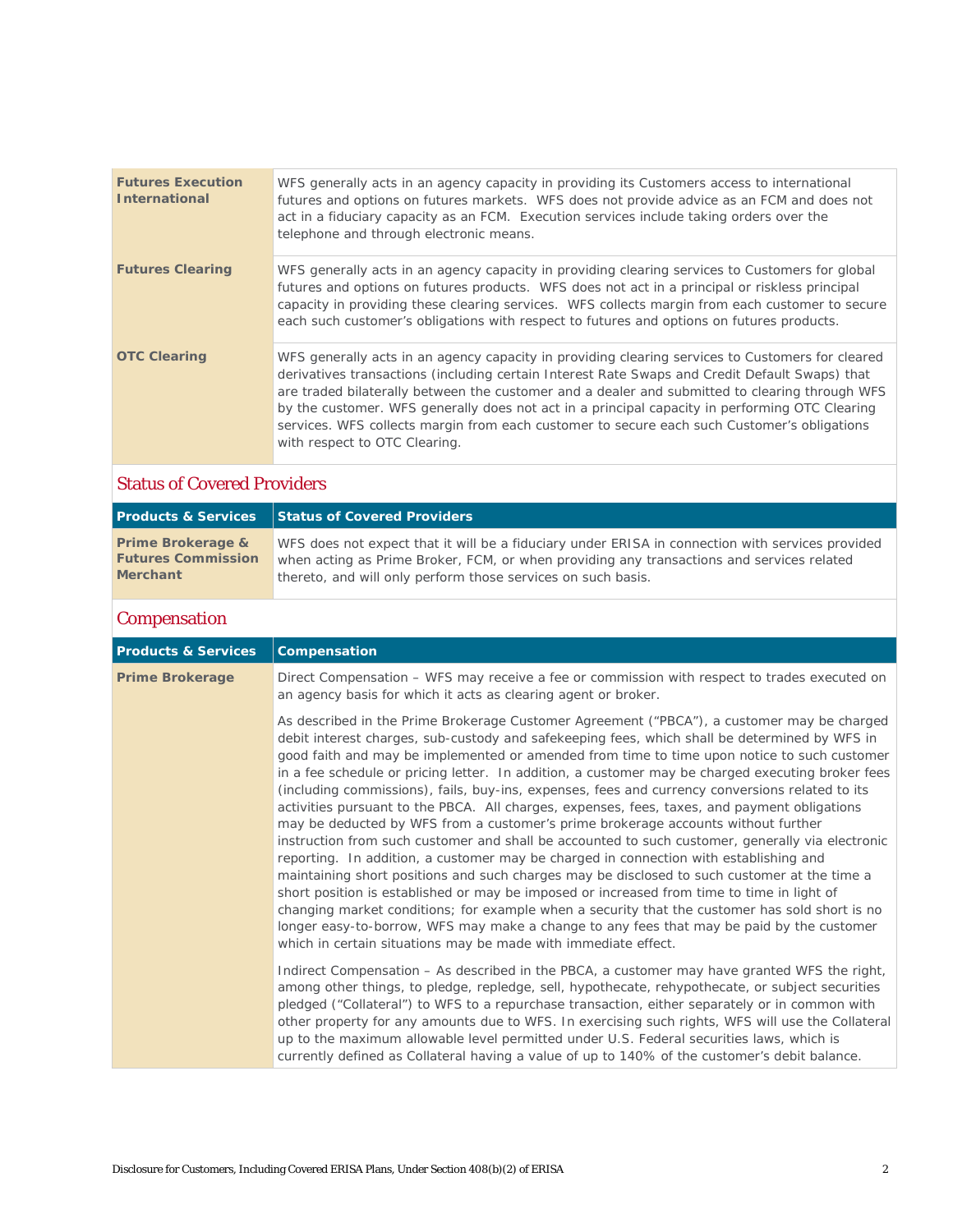| | |
|---|---|
| **Futures Execution International** | WFS generally acts in an agency capacity in providing its Customers access to international futures and options on futures markets. WFS does not provide advice as an FCM and does not act in a fiduciary capacity as an FCM. Execution services include taking orders over the telephone and through electronic means. |
| **Futures Clearing** | WFS generally acts in an agency capacity in providing clearing services to Customers for global futures and options on futures products. WFS does not act in a principal or riskless principal capacity in providing these clearing services. WFS collects margin from each customer to secure each such customer's obligations with respect to futures and options on futures products. |
| **OTC Clearing** | WFS generally acts in an agency capacity in providing clearing services to Customers for cleared derivatives transactions (including certain Interest Rate Swaps and Credit Default Swaps) that are traded bilaterally between the customer and a dealer and submitted to clearing through WFS by the customer. WFS generally does not act in a principal capacity in performing OTC Clearing services. WFS collects margin from each customer to secure each such Customer's obligations with respect to OTC Clearing. |

## Status of Covered Providers

| Products & Services | Status of Covered Providers |
|---|---|
| **Prime Brokerage & Futures Commission Merchant** | WFS does not expect that it will be a fiduciary under ERISA in connection with services provided when acting as Prime Broker, FCM, or when providing any transactions and services related thereto, and will only perform those services on such basis. |

## Compensation

| Products & Services | Compensation |
|---|---|
| **Prime Brokerage** | Direct Compensation – WFS may receive a fee or commission with respect to trades executed on an agency basis for which it acts as clearing agent or broker.<br><br>As described in the Prime Brokerage Customer Agreement ("PBCA"), a customer may be charged debit interest charges, sub-custody and safekeeping fees, which shall be determined by WFS in good faith and may be implemented or amended from time to time upon notice to such customer in a fee schedule or pricing letter. In addition, a customer may be charged executing broker fees (including commissions), fails, buy-ins, expenses, fees and currency conversions related to its activities pursuant to the PBCA. All charges, expenses, fees, taxes, and payment obligations may be deducted by WFS from a customer's prime brokerage accounts without further instruction from such customer and shall be accounted to such customer, generally via electronic reporting. In addition, a customer may be charged in connection with establishing and maintaining short positions and such charges may be disclosed to such customer at the time a short position is established or may be imposed or increased from time to time in light of changing market conditions; for example when a security that the customer has sold short is no longer easy-to-borrow, WFS may make a change to any fees that may be paid by the customer which in certain situations may be made with immediate effect.<br><br>Indirect Compensation – As described in the PBCA, a customer may have granted WFS the right, among other things, to pledge, repledge, sell, hypothecate, rehypothecate, or subject securities pledged ("Collateral") to WFS to a repurchase transaction, either separately or in common with other property for any amounts due to WFS. In exercising such rights, WFS will use the Collateral up to the maximum allowable level permitted under U.S. Federal securities laws, which is currently defined as Collateral having a value of up to 140% of the customer's debit balance. |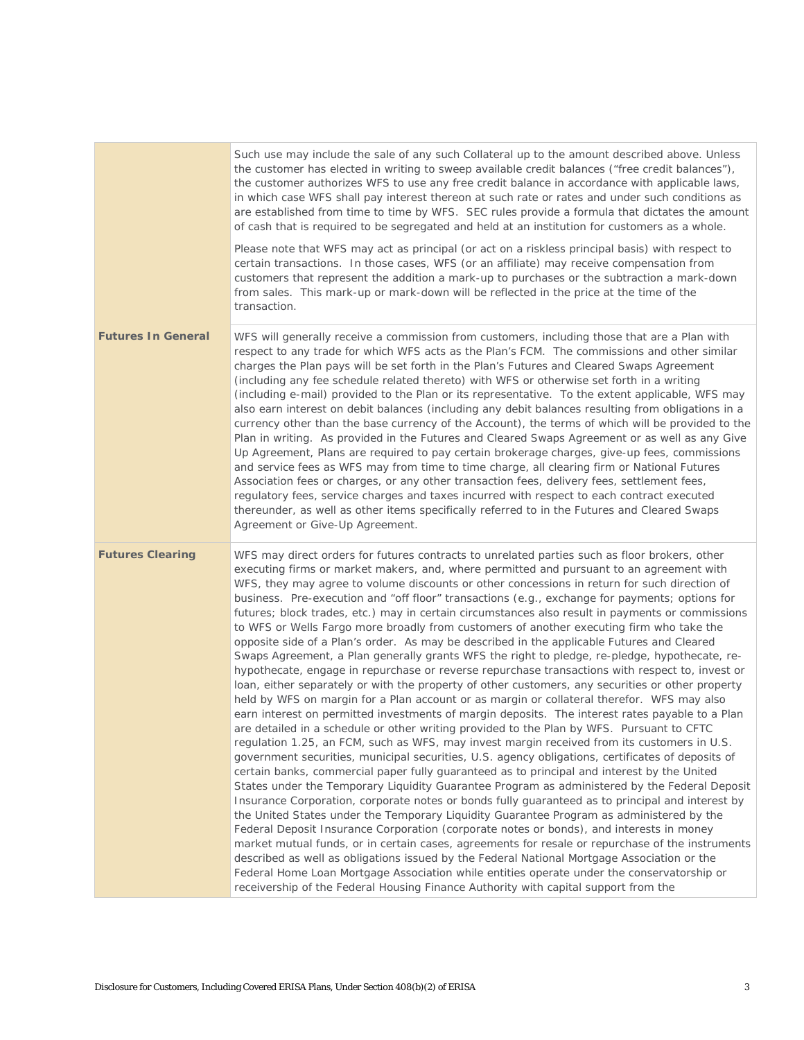| | |
|---|---|
| | Such use may include the sale of any such Collateral up to the amount described above. Unless the customer has elected in writing to sweep available credit balances ("free credit balances"), the customer authorizes WFS to use any free credit balance in accordance with applicable laws, in which case WFS shall pay interest thereon at such rate or rates and under such conditions as are established from time to time by WFS. SEC rules provide a formula that dictates the amount of cash that is required to be segregated and held at an institution for customers as a whole.<br><br>Please note that WFS may act as principal (or act on a riskless principal basis) with respect to certain transactions. In those cases, WFS (or an affiliate) may receive compensation from customers that represent the addition a mark-up to purchases or the subtraction a mark-down from sales. This mark-up or mark-down will be reflected in the price at the time of the transaction. |
| **Futures In General** | WFS will generally receive a commission from customers, including those that are a Plan with respect to any trade for which WFS acts as the Plan's FCM. The commissions and other similar charges the Plan pays will be set forth in the Plan's Futures and Cleared Swaps Agreement (including any fee schedule related thereto) with WFS or otherwise set forth in a writing (including e-mail) provided to the Plan or its representative. To the extent applicable, WFS may also earn interest on debit balances (including any debit balances resulting from obligations in a currency other than the base currency of the Account), the terms of which will be provided to the Plan in writing. As provided in the Futures and Cleared Swaps Agreement or as well as any Give Up Agreement, Plans are required to pay certain brokerage charges, give-up fees, commissions and service fees as WFS may from time to time charge, all clearing firm or National Futures Association fees or charges, or any other transaction fees, delivery fees, settlement fees, regulatory fees, service charges and taxes incurred with respect to each contract executed thereunder, as well as other items specifically referred to in the Futures and Cleared Swaps Agreement or Give-Up Agreement. |
| **Futures Clearing** | WFS may direct orders for futures contracts to unrelated parties such as floor brokers, other executing firms or market makers, and, where permitted and pursuant to an agreement with WFS, they may agree to volume discounts or other concessions in return for such direction of business. Pre-execution and "off floor" transactions (e.g., exchange for payments; options for futures; block trades, etc.) may in certain circumstances also result in payments or commissions to WFS or Wells Fargo more broadly from customers of another executing firm who take the opposite side of a Plan's order. As may be described in the applicable Futures and Cleared Swaps Agreement, a Plan generally grants WFS the right to pledge, re-pledge, hypothecate, re-hypothecate, engage in repurchase or reverse repurchase transactions with respect to, invest or loan, either separately or with the property of other customers, any securities or other property held by WFS on margin for a Plan account or as margin or collateral therefor. WFS may also earn interest on permitted investments of margin deposits. The interest rates payable to a Plan are detailed in a schedule or other writing provided to the Plan by WFS. Pursuant to CFTC regulation 1.25, an FCM, such as WFS, may invest margin received from its customers in U.S. government securities, municipal securities, U.S. agency obligations, certificates of deposits of certain banks, commercial paper fully guaranteed as to principal and interest by the United States under the Temporary Liquidity Guarantee Program as administered by the Federal Deposit Insurance Corporation, corporate notes or bonds fully guaranteed as to principal and interest by the United States under the Temporary Liquidity Guarantee Program as administered by the Federal Deposit Insurance Corporation (corporate notes or bonds), and interests in money market mutual funds, or in certain cases, agreements for resale or repurchase of the instruments described as well as obligations issued by the Federal National Mortgage Association or the Federal Home Loan Mortgage Association while entities operate under the conservatorship or receivership of the Federal Housing Finance Authority with capital support from the |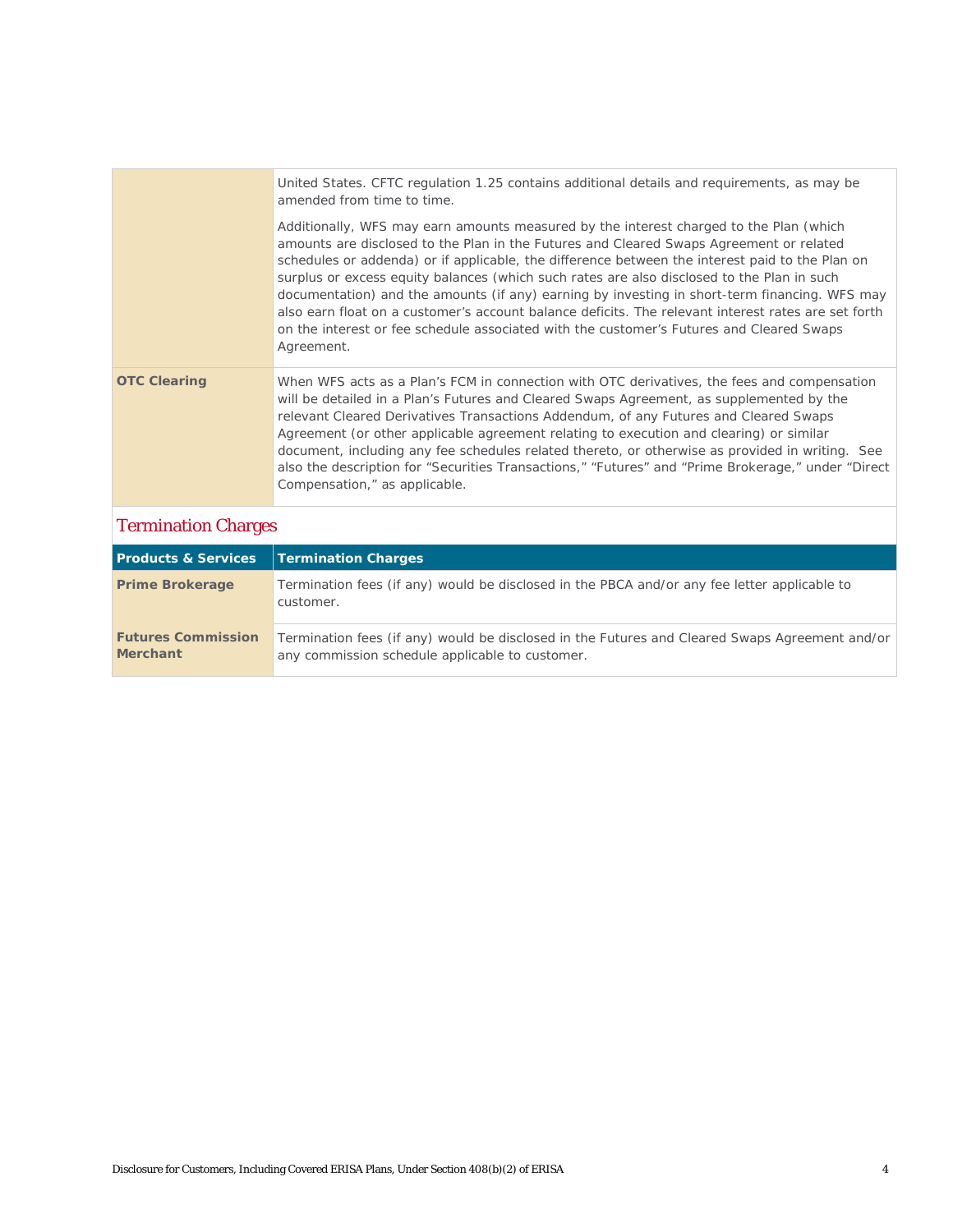| | |
|---|---|
| | United States. CFTC regulation 1.25 contains additional details and requirements, as may be amended from time to time.<br><br>Additionally, WFS may earn amounts measured by the interest charged to the Plan (which amounts are disclosed to the Plan in the Futures and Cleared Swaps Agreement or related schedules or addenda) or if applicable, the difference between the interest paid to the Plan on surplus or excess equity balances (which such rates are also disclosed to the Plan in such documentation) and the amounts (if any) earning by investing in short-term financing. WFS may also earn float on a customer's account balance deficits. The relevant interest rates are set forth on the interest or fee schedule associated with the customer's Futures and Cleared Swaps Agreement. |
| **OTC Clearing** | When WFS acts as a Plan's FCM in connection with OTC derivatives, the fees and compensation will be detailed in a Plan's Futures and Cleared Swaps Agreement, as supplemented by the relevant Cleared Derivatives Transactions Addendum, of any Futures and Cleared Swaps Agreement (or other applicable agreement relating to execution and clearing) or similar document, including any fee schedules related thereto, or otherwise as provided in writing. See also the description for "Securities Transactions," "Futures" and "Prime Brokerage," under "Direct Compensation," as applicable. |

## Termination Charges

| Products & Services | Termination Charges |
|---|---|
| **Prime Brokerage** | Termination fees (if any) would be disclosed in the PBCA and/or any fee letter applicable to customer. |
| **Futures Commission Merchant** | Termination fees (if any) would be disclosed in the Futures and Cleared Swaps Agreement and/or any commission schedule applicable to customer. |